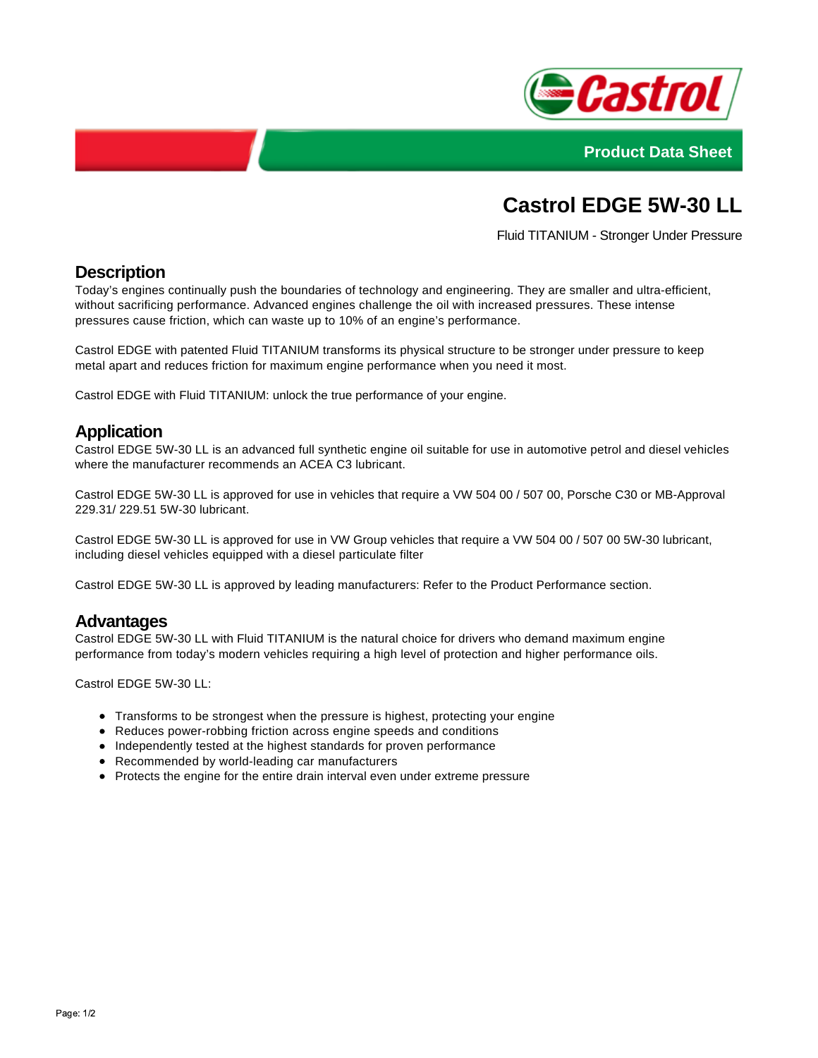Product Data Sheet

# Castrol EDGE 5W-30 LL

Fluid TITANIUM - Stronger Under Pressure

## Description

Today's engines continually push the boundaries of technology and engineering. They are smaller and ultra-efficient, without sacrificing performance. Advanced engines challenge the oil with increased pressures. These intense pressures cause friction, which can waste up to 10% of an engine's performance.

Castrol EDGE with patented Fluid TITANIUM transforms its physical structure to be stronger under pressure to keep metal apart and reduces friction for maximum engine performance when you need it most.

Castrol EDGE with Fluid TITANIUM: unlock the true performance of your engine.

## Application

Castrol EDGE 5W-30 LL is an advanced full synthetic engine oil suitable for use in automotive petrol and diesel vehicles where the manufacturer recommends an ACEA C3 lubricant.

Castrol EDGE 5W-30 LL is approved for use in vehicles that require a VW 504 00 / 507 00, Porsche C30 or MB-Approval 229.31/ 229.51 5W-30 lubricant.

Castrol EDGE 5W-30 LL is approved for use in VW Group vehicles that require a VW 504 00 / 507 00 5W-30 lubricant, including diesel vehicles equipped with a diesel particulate filter

Castrol EDGE 5W-30 LL is approved by leading manufacturers: Refer to the Product Performance section.

## Advantages

Castrol EDGE 5W-30 LL with Fluid TITANIUM is the natural choice for drivers who demand maximum engine performance from today's modern vehicles requiring a high level of protection and higher performance oils.

Castrol EDGE 5W-30 LL:

- Transforms to be strongest when the pressure is highest, protecting your engine
- Reduces power-robbing friction across engine speeds and conditions
- Independently tested at the highest standards for proven performance
- Recommended by world-leading car manufacturers
- Protects the engine for the entire drain interval even under extreme pressure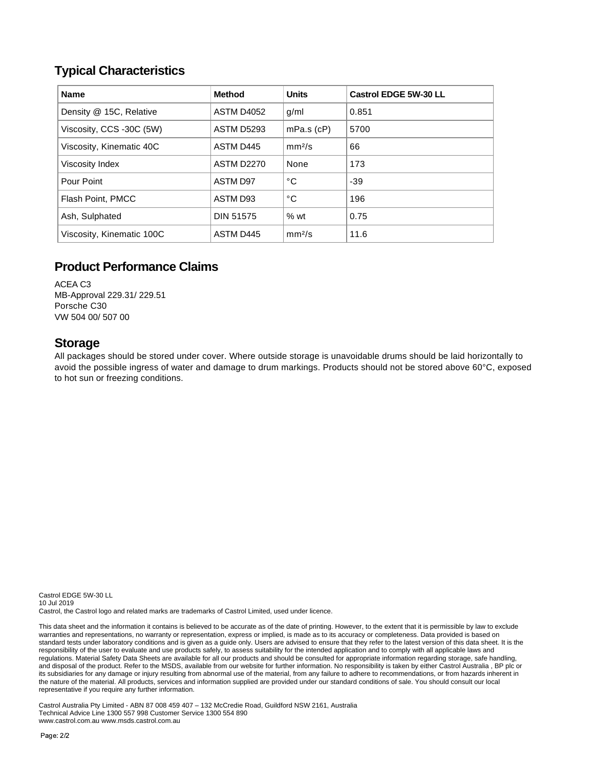## Typical Characteristics

| Name | Method | Units | Castrol EDGE 5W-30 LL |
|---|---|---|---|
| Density @ 15C, Relative | ASTM D4052 | g/ml | 0.851 |
| Viscosity, CCS -30C (5W) | ASTM D5293 | mPa.s (cP) | 5700 |
| Viscosity, Kinematic 40C | ASTM D445 | $mm^2/s$ | 66 |
| Viscosity Index | ASTM D2270 | None | 173 |
| Pour Point | ASTM D97 | °C | -39 |
| Flash Point, PMCC | ASTM D93 | °C | 196 |
| Ash, Sulphated | DIN 51575 | % wt | 0.75 |
| Viscosity, Kinematic 100C | ASTM D445 | $mm^2/s$ | 11.6 |

## Product Performance Claims

ACEA C3
MB-Approval 229.31/ 229.51
Porsche C30
VW 504 00/ 507 00

## Storage

All packages should be stored under cover. Where outside storage is unavoidable drums should be laid horizontally to avoid the possible ingress of water and damage to drum markings. Products should not be stored above 60°C, exposed to hot sun or freezing conditions.

Castrol EDGE 5W-30 LL
10 Jul 2019
Castrol, the Castrol logo and related marks are trademarks of Castrol Limited, used under licence.

This data sheet and the information it contains is believed to be accurate as of the date of printing. However, to the extent that it is permissible by law to exclude warranties and representations, no warranty or representation, express or implied, is made as to its accuracy or completeness. Data provided is based on standard tests under laboratory conditions and is given as a guide only. Users are advised to ensure that they refer to the latest version of this data sheet. It is the responsibility of the user to evaluate and use products safely, to assess suitability for the intended application and to comply with all applicable laws and regulations. Material Safety Data Sheets are available for all our products and should be consulted for appropriate information regarding storage, safe handling, and disposal of the product. Refer to the MSDS, available from our website for further information. No responsibility is taken by either Castrol Australia , BP plc or its subsidiaries for any damage or injury resulting from abnormal use of the material, from any failure to adhere to recommendations, or from hazards inherent in the nature of the material. All products, services and information supplied are provided under our standard conditions of sale. You should consult our local representative if you require any further information.

Castrol Australia Pty Limited - ABN 87 008 459 407 – 132 McCredie Road, Guildford NSW 2161, Australia
Technical Advice Line 1300 557 998 Customer Service 1300 554 890
www.castrol.com.au www.msds.castrol.com.au